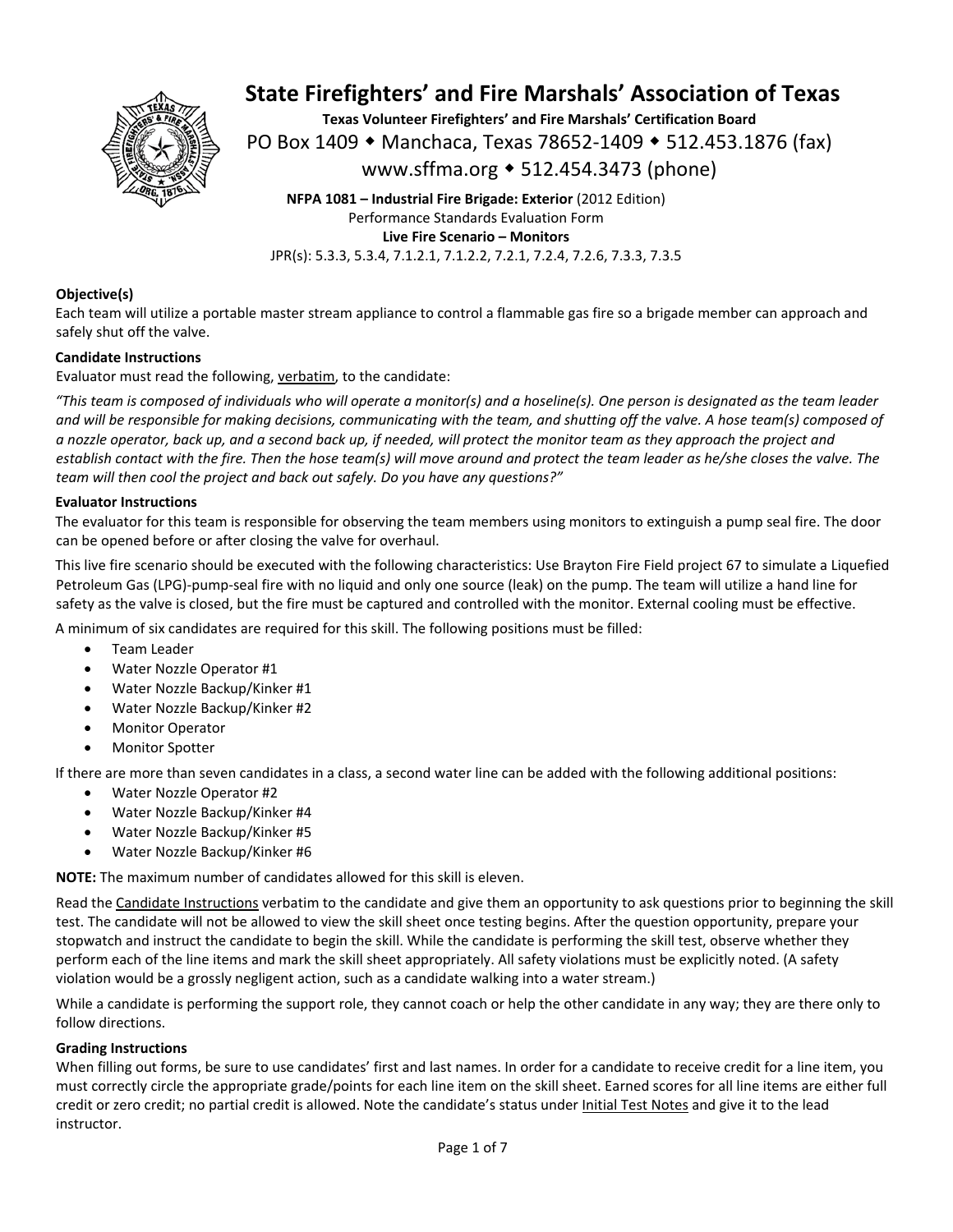# State Firefighters' and Fire Marshals' Association of Texas

**Texas Volunteer Firefighters' and Fire Marshals' Certification Board**

PO Box 1409 ◆ Manchaca, Texas 78652-1409 ◆ 512.453.1876 (fax)

www.sffma.org ◆ 512.454.3473 (phone)

**NFPA 1081 – Industrial Fire Brigade: Exterior** (2012 Edition)
Performance Standards Evaluation Form
**Live Fire Scenario – Monitors**
JPR(s): 5.3.3, 5.3.4, 7.1.2.1, 7.1.2.2, 7.2.1, 7.2.4, 7.2.6, 7.3.3, 7.3.5

### Objective(s)

Each team will utilize a portable master stream appliance to control a flammable gas fire so a brigade member can approach and safely shut off the valve.

### Candidate Instructions

Evaluator must read the following, verbatim, to the candidate:

*"This team is composed of individuals who will operate a monitor(s) and a hoseline(s). One person is designated as the team leader and will be responsible for making decisions, communicating with the team, and shutting off the valve. A hose team(s) composed of a nozzle operator, back up, and a second back up, if needed, will protect the monitor team as they approach the project and establish contact with the fire. Then the hose team(s) will move around and protect the team leader as he/she closes the valve. The team will then cool the project and back out safely. Do you have any questions?"*

### Evaluator Instructions

The evaluator for this team is responsible for observing the team members using monitors to extinguish a pump seal fire. The door can be opened before or after closing the valve for overhaul.

This live fire scenario should be executed with the following characteristics: Use Brayton Fire Field project 67 to simulate a Liquefied Petroleum Gas (LPG)-pump-seal fire with no liquid and only one source (leak) on the pump. The team will utilize a hand line for safety as the valve is closed, but the fire must be captured and controlled with the monitor. External cooling must be effective.

A minimum of six candidates are required for this skill. The following positions must be filled:

- Team Leader
- Water Nozzle Operator #1
- Water Nozzle Backup/Kinker #1
- Water Nozzle Backup/Kinker #2
- Monitor Operator
- Monitor Spotter

If there are more than seven candidates in a class, a second water line can be added with the following additional positions:

- Water Nozzle Operator #2
- Water Nozzle Backup/Kinker #4
- Water Nozzle Backup/Kinker #5
- Water Nozzle Backup/Kinker #6

**NOTE:** The maximum number of candidates allowed for this skill is eleven.

Read the Candidate Instructions verbatim to the candidate and give them an opportunity to ask questions prior to beginning the skill test. The candidate will not be allowed to view the skill sheet once testing begins. After the question opportunity, prepare your stopwatch and instruct the candidate to begin the skill. While the candidate is performing the skill test, observe whether they perform each of the line items and mark the skill sheet appropriately. All safety violations must be explicitly noted. (A safety violation would be a grossly negligent action, such as a candidate walking into a water stream.)

While a candidate is performing the support role, they cannot coach or help the other candidate in any way; they are there only to follow directions.

### Grading Instructions

When filling out forms, be sure to use candidates' first and last names. In order for a candidate to receive credit for a line item, you must correctly circle the appropriate grade/points for each line item on the skill sheet. Earned scores for all line items are either full credit or zero credit; no partial credit is allowed. Note the candidate's status under Initial Test Notes and give it to the lead instructor.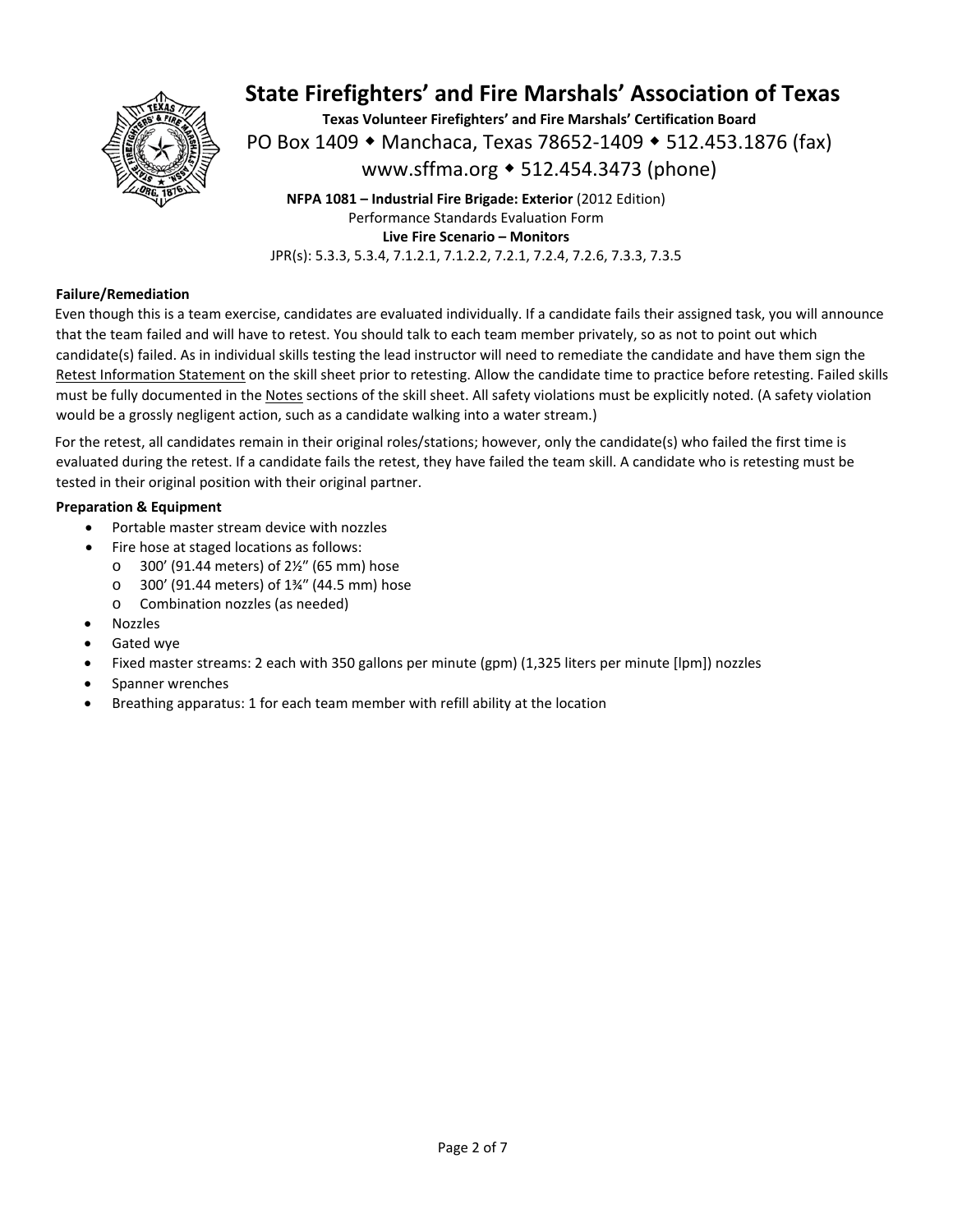# State Firefighters' and Fire Marshals' Association of Texas

**Texas Volunteer Firefighters' and Fire Marshals' Certification Board**

PO Box 1409 ◆ Manchaca, Texas 78652-1409 ◆ 512.453.1876 (fax)

www.sffma.org ◆ 512.454.3473 (phone)

**NFPA 1081 – Industrial Fire Brigade: Exterior** (2012 Edition)
Performance Standards Evaluation Form
**Live Fire Scenario – Monitors**
JPR(s): 5.3.3, 5.3.4, 7.1.2.1, 7.1.2.2, 7.2.1, 7.2.4, 7.2.6, 7.3.3, 7.3.5

**Failure/Remediation**

Even though this is a team exercise, candidates are evaluated individually. If a candidate fails their assigned task, you will announce that the team failed and will have to retest. You should talk to each team member privately, so as not to point out which candidate(s) failed. As in individual skills testing the lead instructor will need to remediate the candidate and have them sign the Retest Information Statement on the skill sheet prior to retesting. Allow the candidate time to practice before retesting. Failed skills must be fully documented in the Notes sections of the skill sheet. All safety violations must be explicitly noted. (A safety violation would be a grossly negligent action, such as a candidate walking into a water stream.)

For the retest, all candidates remain in their original roles/stations; however, only the candidate(s) who failed the first time is evaluated during the retest. If a candidate fails the retest, they have failed the team skill. A candidate who is retesting must be tested in their original position with their original partner.

**Preparation & Equipment**

- Portable master stream device with nozzles
- Fire hose at staged locations as follows:
  - 300' (91.44 meters) of 2½" (65 mm) hose
  - 300' (91.44 meters) of 1¾" (44.5 mm) hose
  - Combination nozzles (as needed)
- Nozzles
- Gated wye
- Fixed master streams: 2 each with 350 gallons per minute (gpm) (1,325 liters per minute [lpm]) nozzles
- Spanner wrenches
- Breathing apparatus: 1 for each team member with refill ability at the location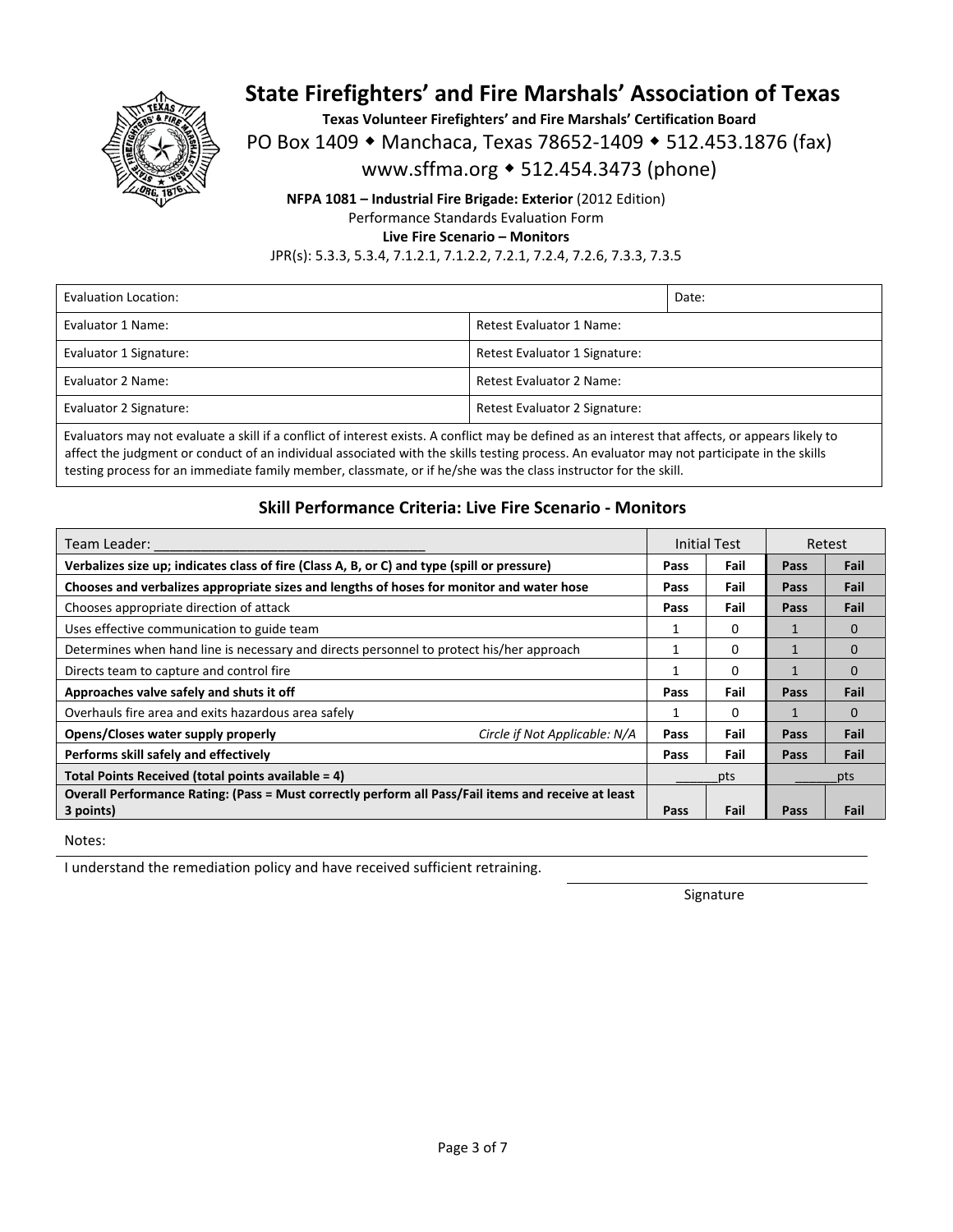# State Firefighters' and Fire Marshals' Association of Texas

**Texas Volunteer Firefighters' and Fire Marshals' Certification Board**

PO Box 1409 ◆ Manchaca, Texas 78652-1409 ◆ 512.453.1876 (fax)

www.sffma.org ◆ 512.454.3473 (phone)

**NFPA 1081 – Industrial Fire Brigade: Exterior** (2012 Edition)

Performance Standards Evaluation Form

**Live Fire Scenario – Monitors**

JPR(s): 5.3.3, 5.3.4, 7.1.2.1, 7.1.2.2, 7.2.1, 7.2.4, 7.2.6, 7.3.3, 7.3.5

| Evaluation Location: | Date: |
|---|---|
| Evaluator 1 Name: | Retest Evaluator 1 Name: |
| Evaluator 1 Signature: | Retest Evaluator 1 Signature: |
| Evaluator 2 Name: | Retest Evaluator 2 Name: |
| Evaluator 2 Signature: | Retest Evaluator 2 Signature: |

Evaluators may not evaluate a skill if a conflict of interest exists. A conflict may be defined as an interest that affects, or appears likely to affect the judgment or conduct of an individual associated with the skills testing process. An evaluator may not participate in the skills testing process for an immediate family member, classmate, or if he/she was the class instructor for the skill.

## Skill Performance Criteria: Live Fire Scenario - Monitors

| Team Leader: ___________________________________ | Initial Test | | Retest | |
|---|---|---|---|---|
| **Verbalizes size up; indicates class of fire (Class A, B, or C) and type (spill or pressure)** | **Pass** | **Fail** | **Pass** | **Fail** |
| **Chooses and verbalizes appropriate sizes and lengths of hoses for monitor and water hose** | **Pass** | **Fail** | **Pass** | **Fail** |
| Chooses appropriate direction of attack | **Pass** | **Fail** | **Pass** | **Fail** |
| Uses effective communication to guide team | 1 | 0 | 1 | 0 |
| Determines when hand line is necessary and directs personnel to protect his/her approach | 1 | 0 | 1 | 0 |
| Directs team to capture and control fire | 1 | 0 | 1 | 0 |
| **Approaches valve safely and shuts it off** | **Pass** | **Fail** | **Pass** | **Fail** |
| Overhauls fire area and exits hazardous area safely | 1 | 0 | 1 | 0 |
| **Opens/Closes water supply properly** *Circle if Not Applicable: N/A* | **Pass** | **Fail** | **Pass** | **Fail** |
| **Performs skill safely and effectively** | **Pass** | **Fail** | **Pass** | **Fail** |
| **Total Points Received (total points available = 4)** | ______pts | | ______pts | |
| **Overall Performance Rating: (Pass = Must correctly perform all Pass/Fail items and receive at least 3 points)** | **Pass** | **Fail** | **Pass** | **Fail** |

Notes:

I understand the remediation policy and have received sufficient retraining.

Signature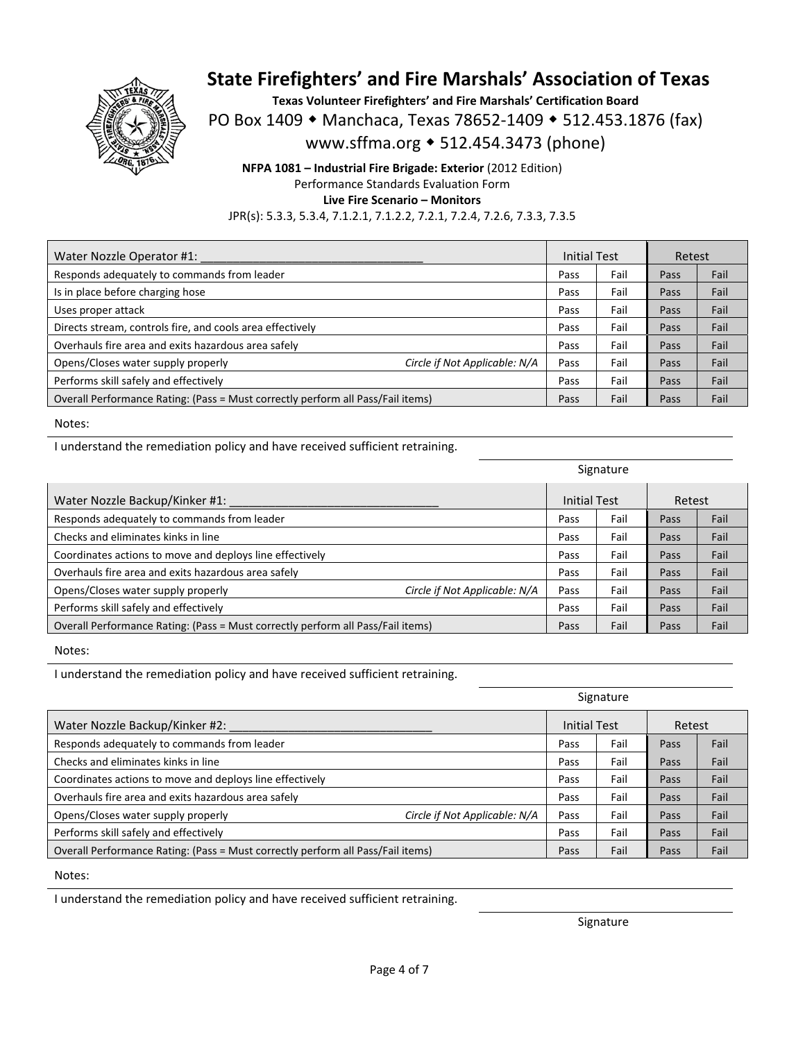# State Firefighters' and Fire Marshals' Association of Texas

**Texas Volunteer Firefighters' and Fire Marshals' Certification Board**

PO Box 1409 ◆ Manchaca, Texas 78652-1409 ◆ 512.453.1876 (fax)

www.sffma.org ◆ 512.454.3473 (phone)

**NFPA 1081 – Industrial Fire Brigade: Exterior** (2012 Edition)

Performance Standards Evaluation Form

**Live Fire Scenario – Monitors**

JPR(s): 5.3.3, 5.3.4, 7.1.2.1, 7.1.2.2, 7.2.1, 7.2.4, 7.2.6, 7.3.3, 7.3.5

| Water Nozzle Operator #1: ________________________________ | | Initial Test | | Retest | |
|---|---|---|---|---|---|
| Responds adequately to commands from leader | | Pass | Fail | Pass | Fail |
| Is in place before charging hose | | Pass | Fail | Pass | Fail |
| Uses proper attack | | Pass | Fail | Pass | Fail |
| Directs stream, controls fire, and cools area effectively | | Pass | Fail | Pass | Fail |
| Overhauls fire area and exits hazardous area safely | | Pass | Fail | Pass | Fail |
| Opens/Closes water supply properly | *Circle if Not Applicable: N/A* | Pass | Fail | Pass | Fail |
| Performs skill safely and effectively | | Pass | Fail | Pass | Fail |
| Overall Performance Rating: (Pass = Must correctly perform all Pass/Fail items) | | Pass | Fail | Pass | Fail |

Notes:

I understand the remediation policy and have received sufficient retraining.

Signature

| Water Nozzle Backup/Kinker #1: ________________________________ | | Initial Test | | Retest | |
|---|---|---|---|---|---|
| Responds adequately to commands from leader | | Pass | Fail | Pass | Fail |
| Checks and eliminates kinks in line | | Pass | Fail | Pass | Fail |
| Coordinates actions to move and deploys line effectively | | Pass | Fail | Pass | Fail |
| Overhauls fire area and exits hazardous area safely | | Pass | Fail | Pass | Fail |
| Opens/Closes water supply properly | *Circle if Not Applicable: N/A* | Pass | Fail | Pass | Fail |
| Performs skill safely and effectively | | Pass | Fail | Pass | Fail |
| Overall Performance Rating: (Pass = Must correctly perform all Pass/Fail items) | | Pass | Fail | Pass | Fail |

Notes:

I understand the remediation policy and have received sufficient retraining.

Signature

| Water Nozzle Backup/Kinker #2: ________________________________ | | Initial Test | | Retest | |
|---|---|---|---|---|---|
| Responds adequately to commands from leader | | Pass | Fail | Pass | Fail |
| Checks and eliminates kinks in line | | Pass | Fail | Pass | Fail |
| Coordinates actions to move and deploys line effectively | | Pass | Fail | Pass | Fail |
| Overhauls fire area and exits hazardous area safely | | Pass | Fail | Pass | Fail |
| Opens/Closes water supply properly | *Circle if Not Applicable: N/A* | Pass | Fail | Pass | Fail |
| Performs skill safely and effectively | | Pass | Fail | Pass | Fail |
| Overall Performance Rating: (Pass = Must correctly perform all Pass/Fail items) | | Pass | Fail | Pass | Fail |

Notes:

I understand the remediation policy and have received sufficient retraining.

Signature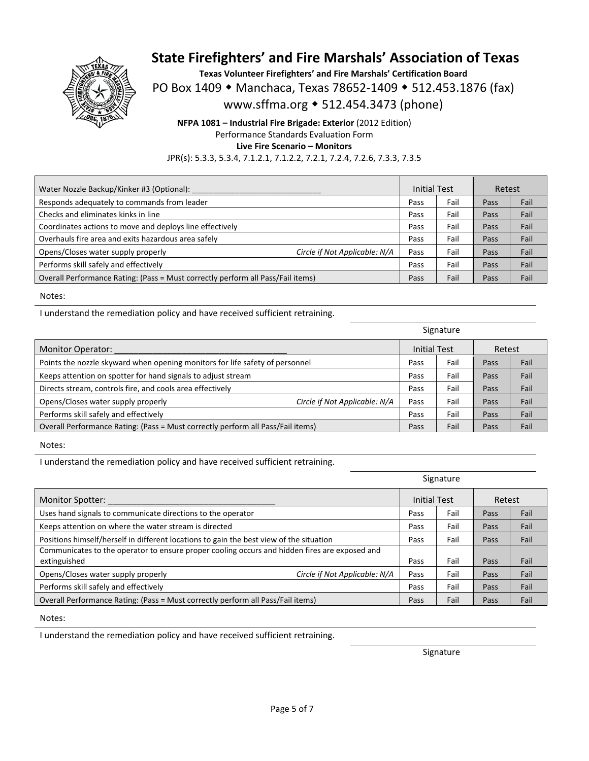# State Firefighters' and Fire Marshals' Association of Texas

**Texas Volunteer Firefighters' and Fire Marshals' Certification Board**

PO Box 1409 ◆ Manchaca, Texas 78652-1409 ◆ 512.453.1876 (fax)

www.sffma.org ◆ 512.454.3473 (phone)

**NFPA 1081 – Industrial Fire Brigade: Exterior** (2012 Edition)

Performance Standards Evaluation Form

**Live Fire Scenario – Monitors**

JPR(s): 5.3.3, 5.3.4, 7.1.2.1, 7.1.2.2, 7.2.1, 7.2.4, 7.2.6, 7.3.3, 7.3.5

| Water Nozzle Backup/Kinker #3 (Optional): ______________________________ | Initial Test | | Retest | |
|---|---|---|---|---|
| Responds adequately to commands from leader | Pass | Fail | Pass | Fail |
| Checks and eliminates kinks in line | Pass | Fail | Pass | Fail |
| Coordinates actions to move and deploys line effectively | Pass | Fail | Pass | Fail |
| Overhauls fire area and exits hazardous area safely | Pass | Fail | Pass | Fail |
| Opens/Closes water supply properly *Circle if Not Applicable: N/A* | Pass | Fail | Pass | Fail |
| Performs skill safely and effectively | Pass | Fail | Pass | Fail |
| Overall Performance Rating: (Pass = Must correctly perform all Pass/Fail items) | Pass | Fail | Pass | Fail |

Notes:

I understand the remediation policy and have received sufficient retraining.

______________________________
Signature

| Monitor Operator: ____________________________________ | Initial Test | | Retest | |
|---|---|---|---|---|
| Points the nozzle skyward when opening monitors for life safety of personnel | Pass | Fail | Pass | Fail |
| Keeps attention on spotter for hand signals to adjust stream | Pass | Fail | Pass | Fail |
| Directs stream, controls fire, and cools area effectively | Pass | Fail | Pass | Fail |
| Opens/Closes water supply properly *Circle if Not Applicable: N/A* | Pass | Fail | Pass | Fail |
| Performs skill safely and effectively | Pass | Fail | Pass | Fail |
| Overall Performance Rating: (Pass = Must correctly perform all Pass/Fail items) | Pass | Fail | Pass | Fail |

Notes:

I understand the remediation policy and have received sufficient retraining.

______________________________
Signature

| Monitor Spotter: ____________________________________ | Initial Test | | Retest | |
|---|---|---|---|---|
| Uses hand signals to communicate directions to the operator | Pass | Fail | Pass | Fail |
| Keeps attention on where the water stream is directed | Pass | Fail | Pass | Fail |
| Positions himself/herself in different locations to gain the best view of the situation | Pass | Fail | Pass | Fail |
| Communicates to the operator to ensure proper cooling occurs and hidden fires are exposed and extinguished | Pass | Fail | Pass | Fail |
| Opens/Closes water supply properly *Circle if Not Applicable: N/A* | Pass | Fail | Pass | Fail |
| Performs skill safely and effectively | Pass | Fail | Pass | Fail |
| Overall Performance Rating: (Pass = Must correctly perform all Pass/Fail items) | Pass | Fail | Pass | Fail |

Notes:

I understand the remediation policy and have received sufficient retraining.

______________________________
Signature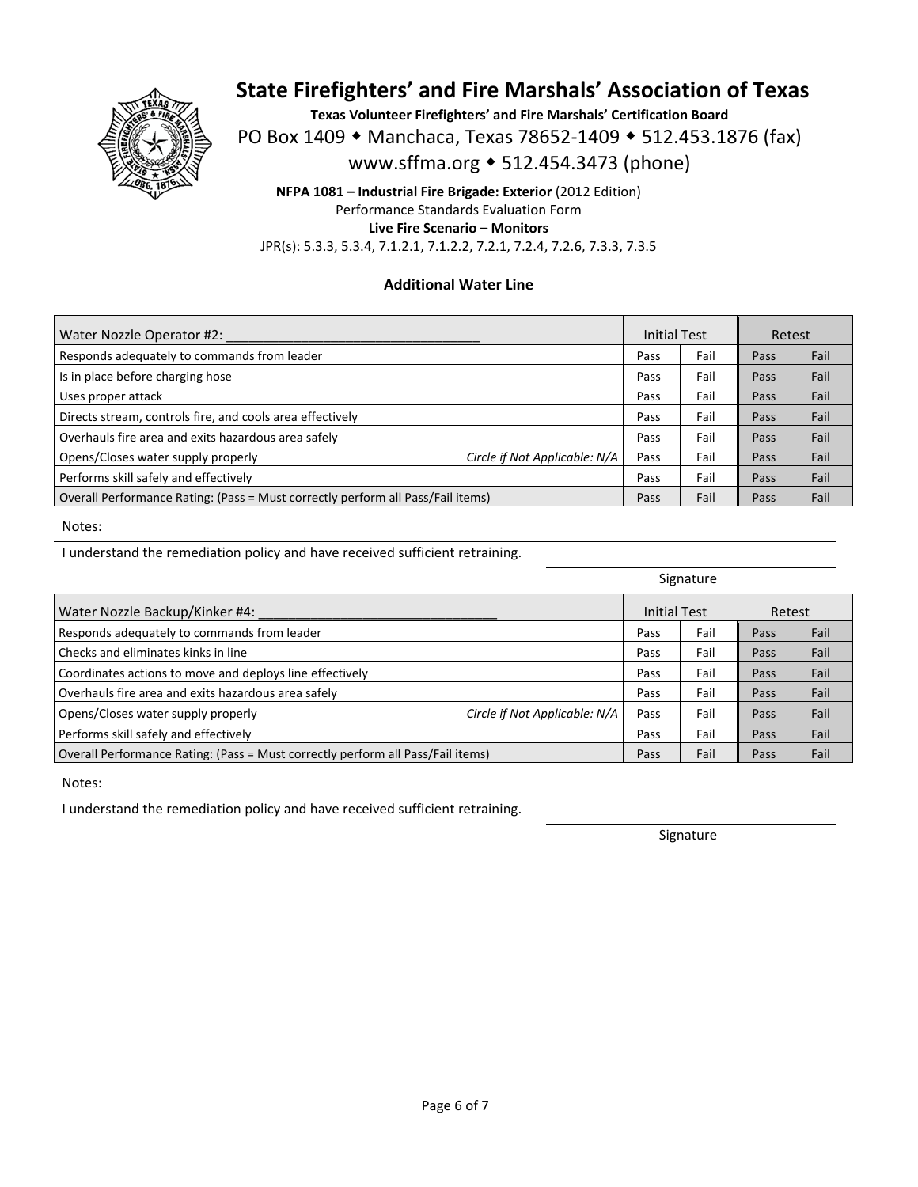# State Firefighters' and Fire Marshals' Association of Texas

**Texas Volunteer Firefighters' and Fire Marshals' Certification Board**

PO Box 1409 ◆ Manchaca, Texas 78652-1409 ◆ 512.453.1876 (fax)

www.sffma.org ◆ 512.454.3473 (phone)

**NFPA 1081 – Industrial Fire Brigade: Exterior** (2012 Edition)

Performance Standards Evaluation Form

**Live Fire Scenario – Monitors**

JPR(s): 5.3.3, 5.3.4, 7.1.2.1, 7.1.2.2, 7.2.1, 7.2.4, 7.2.6, 7.3.3, 7.3.5

**Additional Water Line**

| Water Nozzle Operator #2: ________________________________ | Initial Test | | Retest | |
|---|---|---|---|---|
| Responds adequately to commands from leader | Pass | Fail | Pass | Fail |
| Is in place before charging hose | Pass | Fail | Pass | Fail |
| Uses proper attack | Pass | Fail | Pass | Fail |
| Directs stream, controls fire, and cools area effectively | Pass | Fail | Pass | Fail |
| Overhauls fire area and exits hazardous area safely | Pass | Fail | Pass | Fail |
| Opens/Closes water supply properly *Circle if Not Applicable: N/A* | Pass | Fail | Pass | Fail |
| Performs skill safely and effectively | Pass | Fail | Pass | Fail |
| Overall Performance Rating: (Pass = Must correctly perform all Pass/Fail items) | Pass | Fail | Pass | Fail |

Notes:

I understand the remediation policy and have received sufficient retraining.

Signature

| Water Nozzle Backup/Kinker #4: ______________________________ | Initial Test | | Retest | |
|---|---|---|---|---|
| Responds adequately to commands from leader | Pass | Fail | Pass | Fail |
| Checks and eliminates kinks in line | Pass | Fail | Pass | Fail |
| Coordinates actions to move and deploys line effectively | Pass | Fail | Pass | Fail |
| Overhauls fire area and exits hazardous area safely | Pass | Fail | Pass | Fail |
| Opens/Closes water supply properly *Circle if Not Applicable: N/A* | Pass | Fail | Pass | Fail |
| Performs skill safely and effectively | Pass | Fail | Pass | Fail |
| Overall Performance Rating: (Pass = Must correctly perform all Pass/Fail items) | Pass | Fail | Pass | Fail |

Notes:

I understand the remediation policy and have received sufficient retraining.

Signature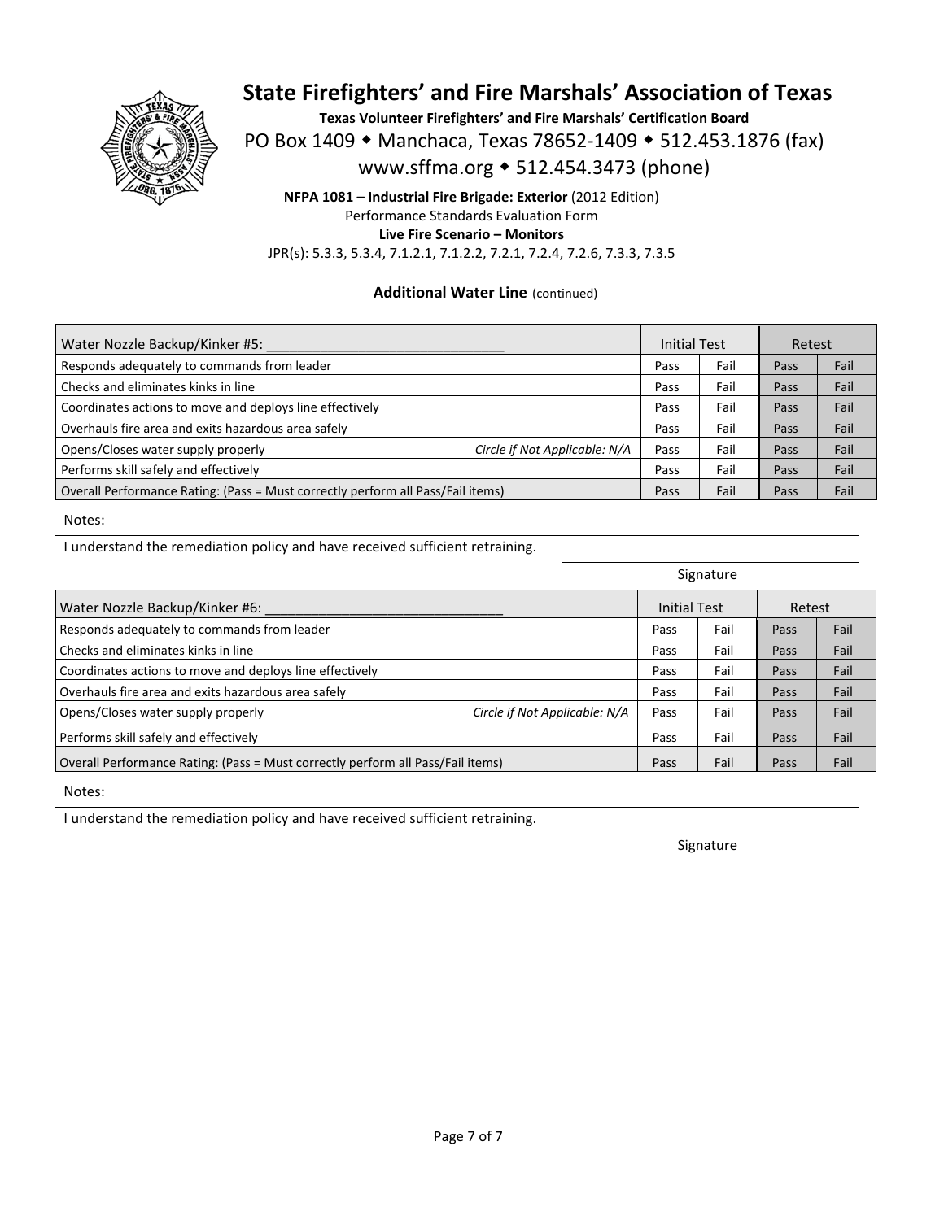# State Firefighters' and Fire Marshals' Association of Texas

**Texas Volunteer Firefighters' and Fire Marshals' Certification Board**

PO Box 1409 ◆ Manchaca, Texas 78652-1409 ◆ 512.453.1876 (fax)

www.sffma.org ◆ 512.454.3473 (phone)

**NFPA 1081 – Industrial Fire Brigade: Exterior** (2012 Edition)

Performance Standards Evaluation Form

**Live Fire Scenario – Monitors**

JPR(s): 5.3.3, 5.3.4, 7.1.2.1, 7.1.2.2, 7.2.1, 7.2.4, 7.2.6, 7.3.3, 7.3.5

### Additional Water Line (continued)

| Water Nozzle Backup/Kinker #5: ______________________________ | Initial Test | | Retest | |
|---|---|---|---|---|
| Responds adequately to commands from leader | Pass | Fail | Pass | Fail |
| Checks and eliminates kinks in line | Pass | Fail | Pass | Fail |
| Coordinates actions to move and deploys line effectively | Pass | Fail | Pass | Fail |
| Overhauls fire area and exits hazardous area safely | Pass | Fail | Pass | Fail |
| Opens/Closes water supply properly *Circle if Not Applicable: N/A* | Pass | Fail | Pass | Fail |
| Performs skill safely and effectively | Pass | Fail | Pass | Fail |
| Overall Performance Rating: (Pass = Must correctly perform all Pass/Fail items) | Pass | Fail | Pass | Fail |

Notes:

I understand the remediation policy and have received sufficient retraining.

______________________________
Signature

| Water Nozzle Backup/Kinker #6: ______________________________ | Initial Test | | Retest | |
|---|---|---|---|---|
| Responds adequately to commands from leader | Pass | Fail | Pass | Fail |
| Checks and eliminates kinks in line | Pass | Fail | Pass | Fail |
| Coordinates actions to move and deploys line effectively | Pass | Fail | Pass | Fail |
| Overhauls fire area and exits hazardous area safely | Pass | Fail | Pass | Fail |
| Opens/Closes water supply properly *Circle if Not Applicable: N/A* | Pass | Fail | Pass | Fail |
| Performs skill safely and effectively | Pass | Fail | Pass | Fail |
| Overall Performance Rating: (Pass = Must correctly perform all Pass/Fail items) | Pass | Fail | Pass | Fail |

Notes:

I understand the remediation policy and have received sufficient retraining.

______________________________
Signature